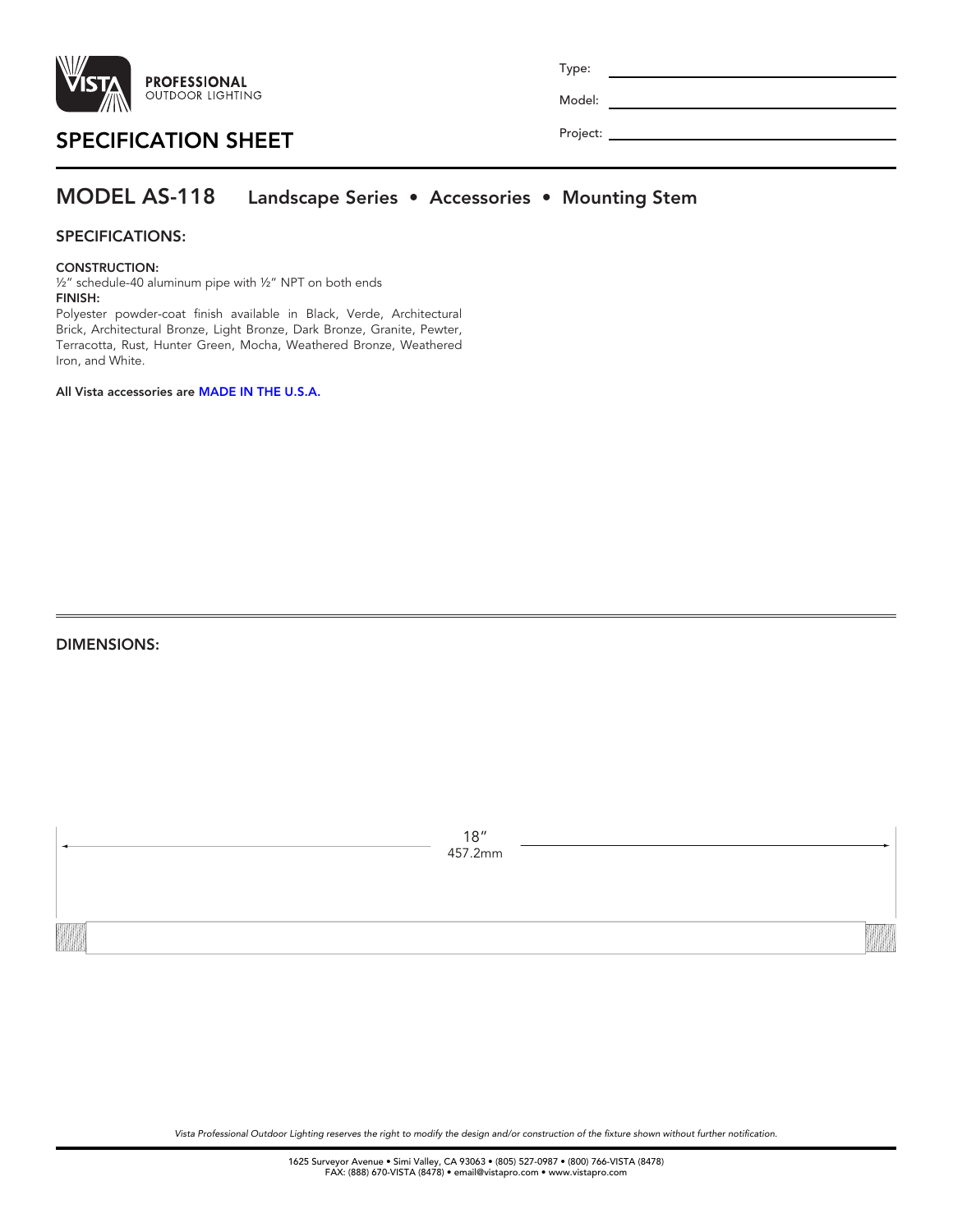PROFESSIONAL
OUTDOOR LIGHTING

Type: 

Model: 

Project: 

# SPECIFICATION SHEET

## MODEL AS-118 Landscape Series • Accessories • Mounting Stem

### SPECIFICATIONS:

**CONSTRUCTION:**
½" schedule-40 aluminum pipe with ½" NPT on both ends

**FINISH:**
Polyester powder-coat finish available in Black, Verde, Architectural Brick, Architectural Bronze, Light Bronze, Dark Bronze, Granite, Pewter, Terracotta, Rust, Hunter Green, Mocha, Weathered Bronze, Weathered Iron, and White.

**All Vista accessories are MADE IN THE U.S.A.**

### DIMENSIONS:

18"
457.2mm

*Vista Professional Outdoor Lighting reserves the right to modify the design and/or construction of the fixture shown without further notification.*

1625 Surveyor Avenue • Simi Valley, CA 93063 • (805) 527-0987 • (800) 766-VISTA (8478)
FAX: (888) 670-VISTA (8478) • email@vistapro.com • www.vistapro.com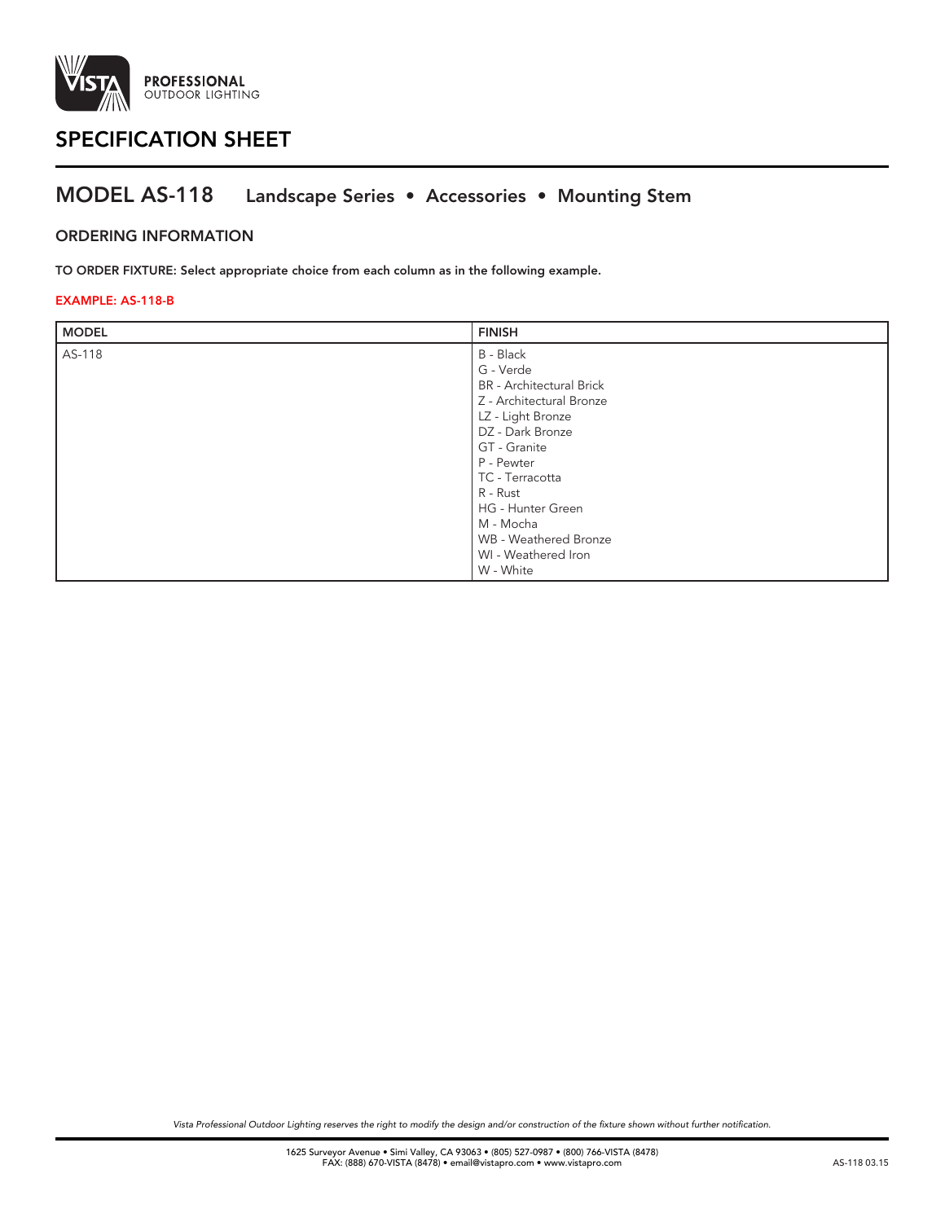PROFESSIONAL
OUTDOOR LIGHTING

# SPECIFICATION SHEET

## MODEL AS-118 Landscape Series • Accessories • Mounting Stem

### ORDERING INFORMATION

**TO ORDER FIXTURE: Select appropriate choice from each column as in the following example.**

**EXAMPLE: AS-118-B**

| MODEL | FINISH |
|---|---|
| AS-118 | B - Black<br>G - Verde<br>BR - Architectural Brick<br>Z - Architectural Bronze<br>LZ - Light Bronze<br>DZ - Dark Bronze<br>GT - Granite<br>P - Pewter<br>TC - Terracotta<br>R - Rust<br>HG - Hunter Green<br>M - Mocha<br>WB - Weathered Bronze<br>WI - Weathered Iron<br>W - White |

*Vista Professional Outdoor Lighting reserves the right to modify the design and/or construction of the fixture shown without further notification.*

1625 Surveyor Avenue • Simi Valley, CA 93063 • (805) 527-0987 • (800) 766-VISTA (8478)
FAX: (888) 670-VISTA (8478) • email@vistapro.com • www.vistapro.com

AS-118 03.15